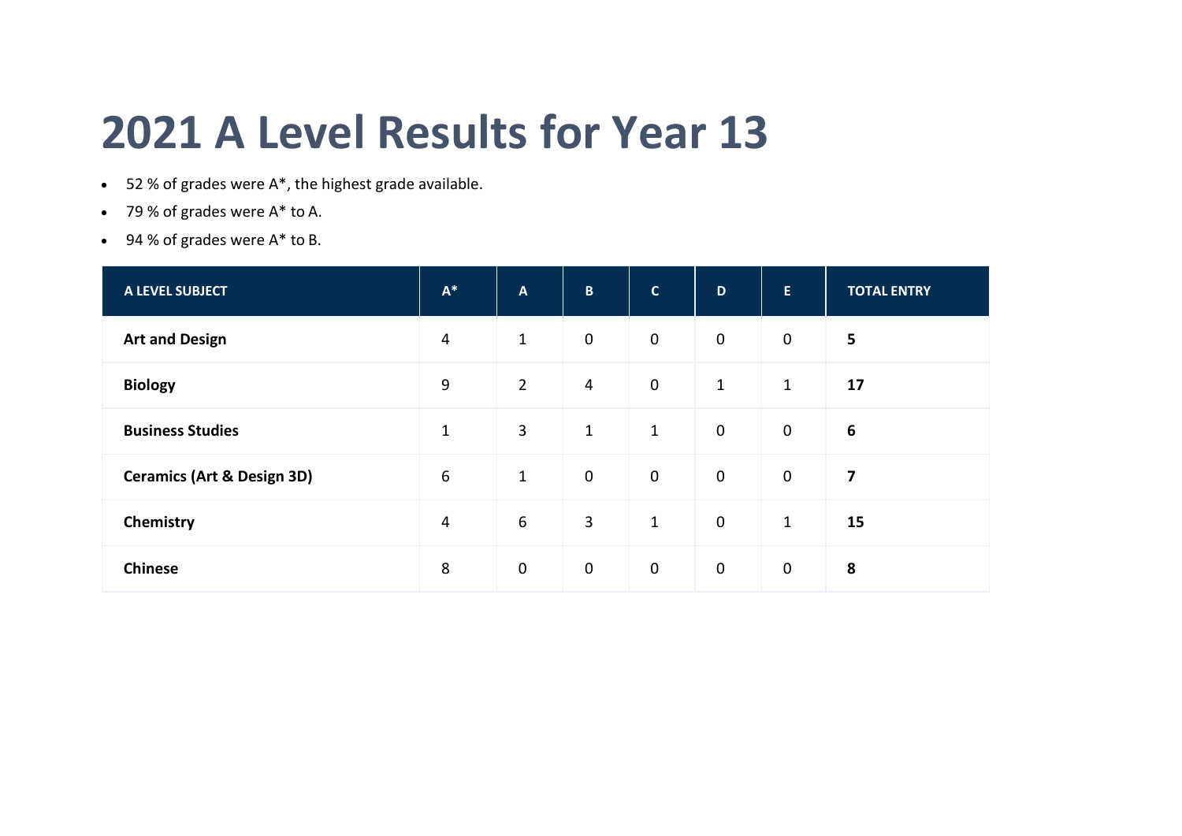# 2021 A Level Results for Year 13

- 52 % of grades were A*, the highest grade available.
- 79 % of grades were A* to A.
- 94 % of grades were A* to B.

| A LEVEL SUBJECT | A* | A | B | C | D | E | TOTAL ENTRY |
|---|---|---|---|---|---|---|---|
| **Art and Design** | 4 | 1 | 0 | 0 | 0 | 0 | **5** |
| **Biology** | 9 | 2 | 4 | 0 | 1 | 1 | **17** |
| **Business Studies** | 1 | 3 | 1 | 1 | 0 | 0 | **6** |
| **Ceramics (Art & Design 3D)** | 6 | 1 | 0 | 0 | 0 | 0 | **7** |
| **Chemistry** | 4 | 6 | 3 | 1 | 0 | 1 | **15** |
| **Chinese** | 8 | 0 | 0 | 0 | 0 | 0 | **8** |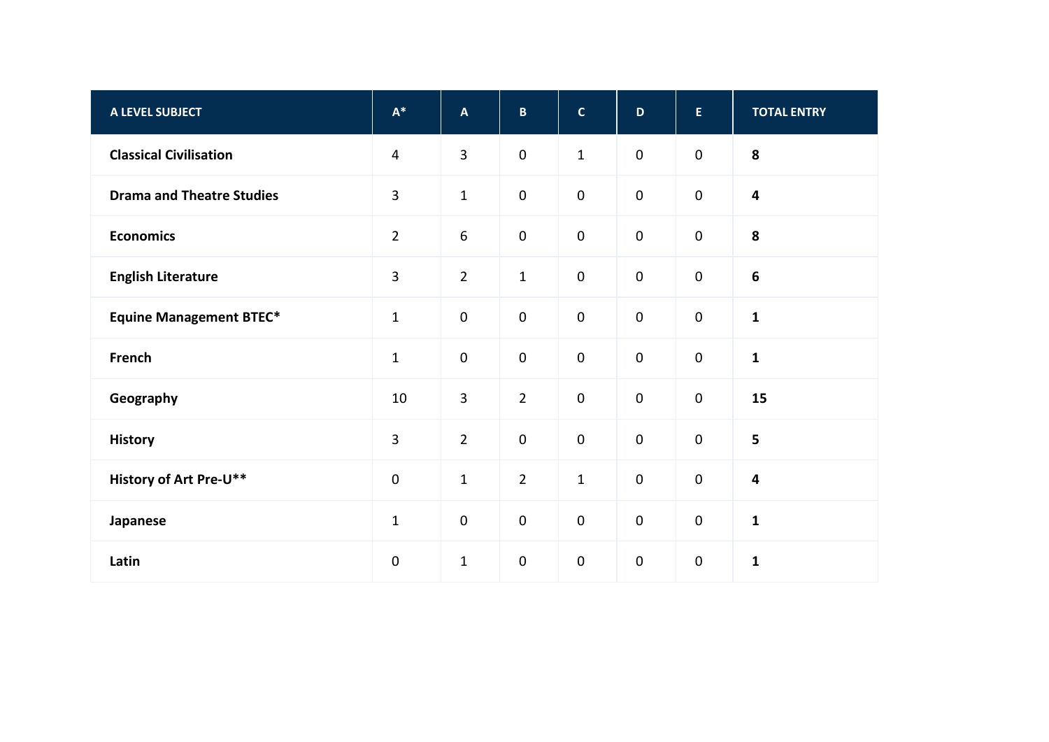| A LEVEL SUBJECT | A* | A | B | C | D | E | TOTAL ENTRY |
|---|---|---|---|---|---|---|---|
| **Classical Civilisation** | 4 | 3 | 0 | 1 | 0 | 0 | **8** |
| **Drama and Theatre Studies** | 3 | 1 | 0 | 0 | 0 | 0 | **4** |
| **Economics** | 2 | 6 | 0 | 0 | 0 | 0 | **8** |
| **English Literature** | 3 | 2 | 1 | 0 | 0 | 0 | **6** |
| **Equine Management BTEC*** | 1 | 0 | 0 | 0 | 0 | 0 | **1** |
| **French** | 1 | 0 | 0 | 0 | 0 | 0 | **1** |
| **Geography** | 10 | 3 | 2 | 0 | 0 | 0 | **15** |
| **History** | 3 | 2 | 0 | 0 | 0 | 0 | **5** |
| **History of Art Pre-U**** | 0 | 1 | 2 | 1 | 0 | 0 | **4** |
| **Japanese** | 1 | 0 | 0 | 0 | 0 | 0 | **1** |
| **Latin** | 0 | 1 | 0 | 0 | 0 | 0 | **1** |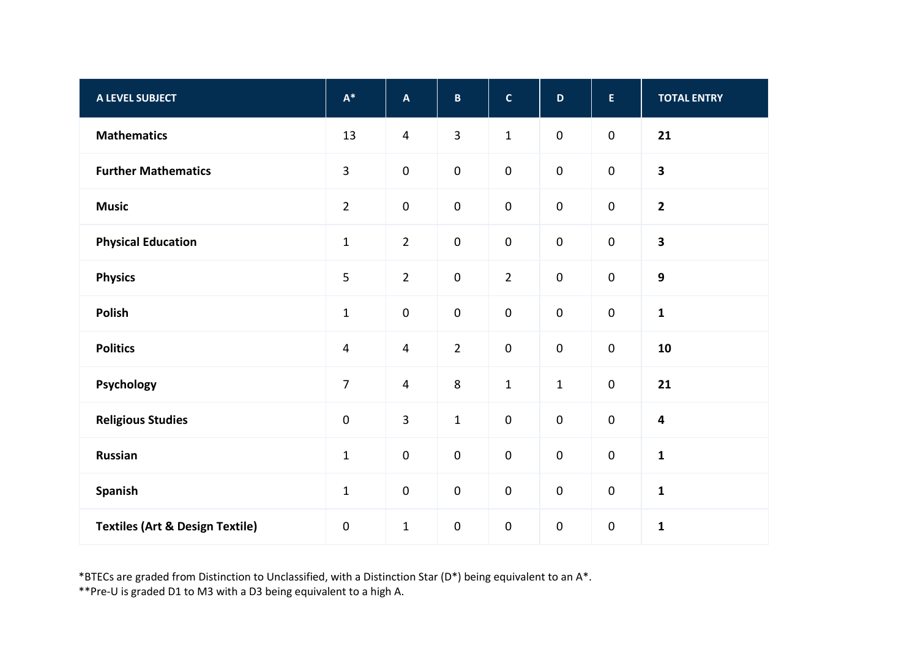| A LEVEL SUBJECT | A* | A | B | C | D | E | TOTAL ENTRY |
|---|---|---|---|---|---|---|---|
| **Mathematics** | 13 | 4 | 3 | 1 | 0 | 0 | **21** |
| **Further Mathematics** | 3 | 0 | 0 | 0 | 0 | 0 | **3** |
| **Music** | 2 | 0 | 0 | 0 | 0 | 0 | **2** |
| **Physical Education** | 1 | 2 | 0 | 0 | 0 | 0 | **3** |
| **Physics** | 5 | 2 | 0 | 2 | 0 | 0 | **9** |
| **Polish** | 1 | 0 | 0 | 0 | 0 | 0 | **1** |
| **Politics** | 4 | 4 | 2 | 0 | 0 | 0 | **10** |
| **Psychology** | 7 | 4 | 8 | 1 | 1 | 0 | **21** |
| **Religious Studies** | 0 | 3 | 1 | 0 | 0 | 0 | **4** |
| **Russian** | 1 | 0 | 0 | 0 | 0 | 0 | **1** |
| **Spanish** | 1 | 0 | 0 | 0 | 0 | 0 | **1** |
| **Textiles (Art & Design Textile)** | 0 | 1 | 0 | 0 | 0 | 0 | **1** |

*BTECs are graded from Distinction to Unclassified, with a Distinction Star (D*) being equivalent to an A*.
**Pre-U is graded D1 to M3 with a D3 being equivalent to a high A.